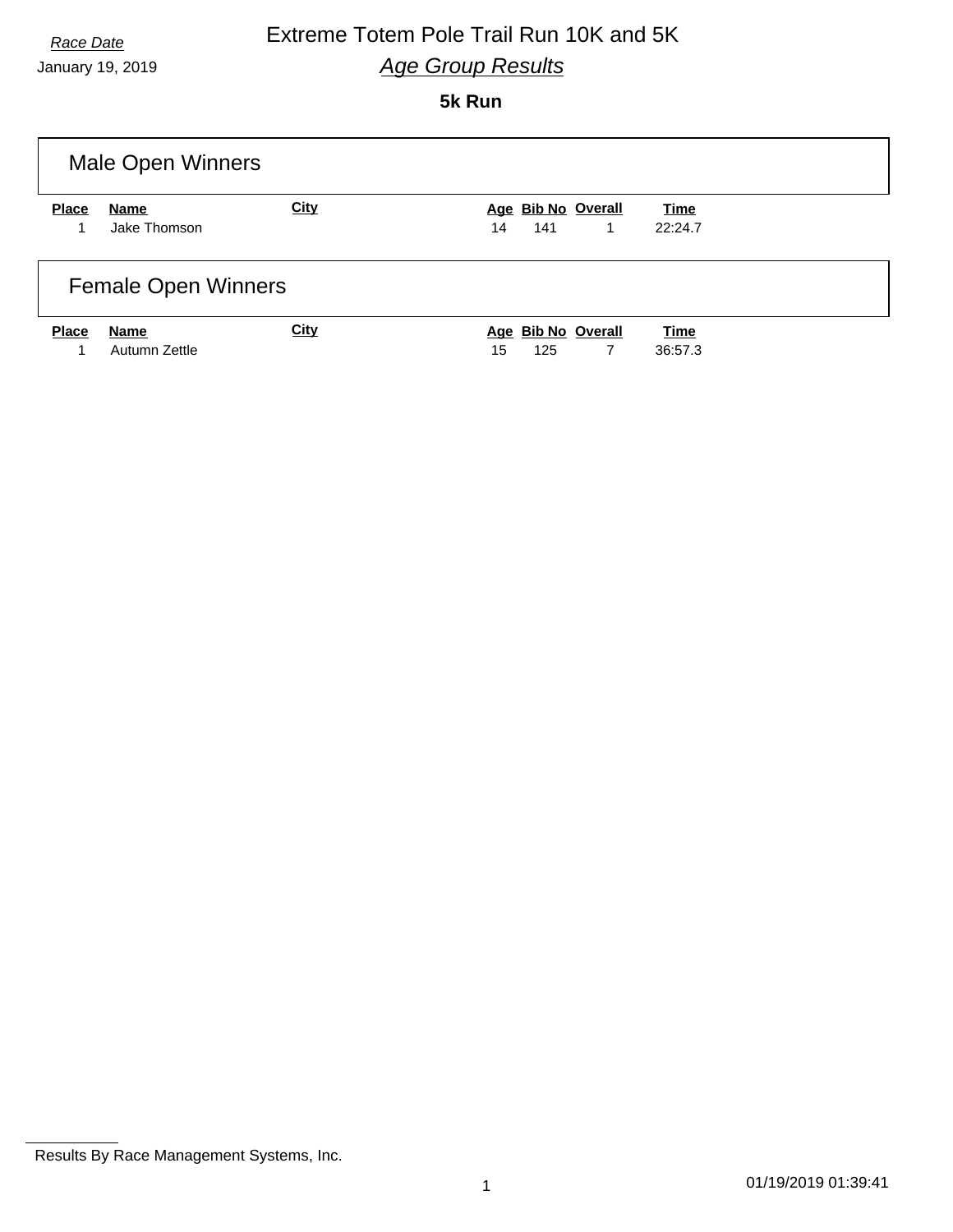*Race Date*

January 19, 2019

# Extreme Totem Pole Trail Run 10K and 5K

## *Age Group Results*

### 5k Run

## Male Open Winners

| Place | Name | City | Age | Bib No | Overall | Time |
|---|---|---|---|---|---|---|
| 1 | Jake Thomson | | 14 | 141 | 1 | 22:24.7 |

## Female Open Winners

| Place | Name | City | Age | Bib No | Overall | Time |
|---|---|---|---|---|---|---|
| 1 | Autumn Zettle | | 15 | 125 | 7 | 36:57.3 |

Results By Race Management Systems, Inc.

01/19/2019 01:39:41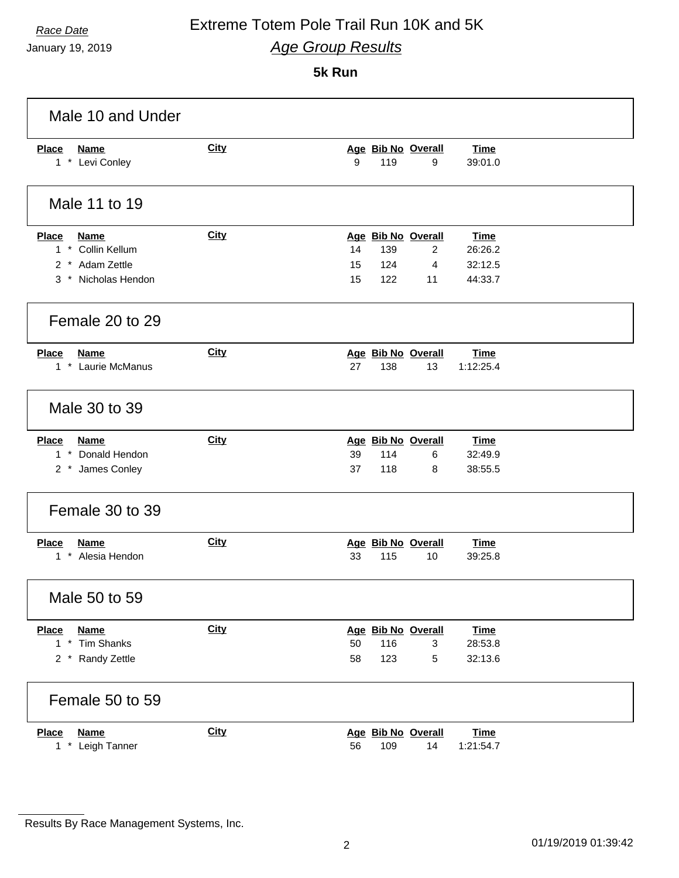*Race Date*

January 19, 2019

# Extreme Totem Pole Trail Run 10K and 5K

## *Age Group Results*

### 5k Run

### Male 10 and Under

| Place | Name | City | Age | Bib No | Overall | Time |
|---|---|---|---|---|---|---|
| 1 * | Levi Conley | | 9 | 119 | 9 | 39:01.0 |

### Male 11 to 19

| Place | Name | City | Age | Bib No | Overall | Time |
|---|---|---|---|---|---|---|
| 1 * | Collin Kellum | | 14 | 139 | 2 | 26:26.2 |
| 2 * | Adam Zettle | | 15 | 124 | 4 | 32:12.5 |
| 3 * | Nicholas Hendon | | 15 | 122 | 11 | 44:33.7 |

### Female 20 to 29

| Place | Name | City | Age | Bib No | Overall | Time |
|---|---|---|---|---|---|---|
| 1 * | Laurie McManus | | 27 | 138 | 13 | 1:12:25.4 |

### Male 30 to 39

| Place | Name | City | Age | Bib No | Overall | Time |
|---|---|---|---|---|---|---|
| 1 * | Donald Hendon | | 39 | 114 | 6 | 32:49.9 |
| 2 * | James Conley | | 37 | 118 | 8 | 38:55.5 |

### Female 30 to 39

| Place | Name | City | Age | Bib No | Overall | Time |
|---|---|---|---|---|---|---|
| 1 * | Alesia Hendon | | 33 | 115 | 10 | 39:25.8 |

### Male 50 to 59

| Place | Name | City | Age | Bib No | Overall | Time |
|---|---|---|---|---|---|---|
| 1 * | Tim Shanks | | 50 | 116 | 3 | 28:53.8 |
| 2 * | Randy Zettle | | 58 | 123 | 5 | 32:13.6 |

### Female 50 to 59

| Place | Name | City | Age | Bib No | Overall | Time |
|---|---|---|---|---|---|---|
| 1 * | Leigh Tanner | | 56 | 109 | 14 | 1:21:54.7 |

Results By Race Management Systems, Inc.

01/19/2019 01:39:42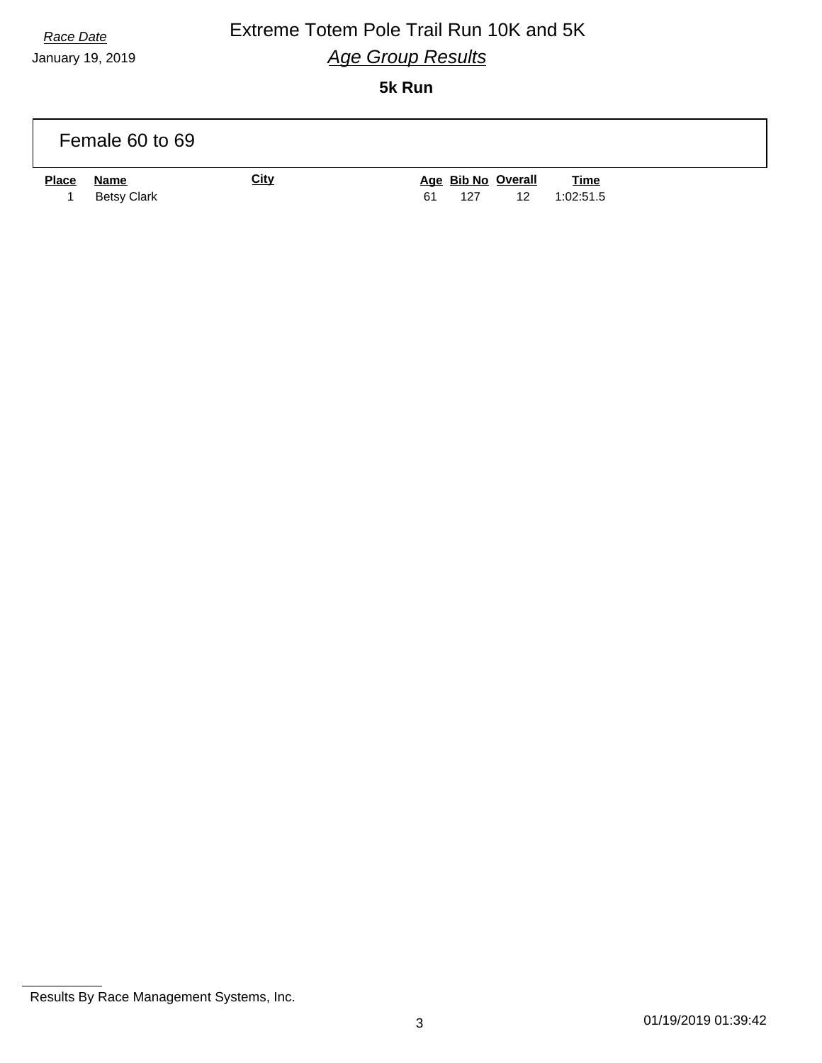*Race Date*

January 19, 2019

# Extreme Totem Pole Trail Run 10K and 5K

## *Age Group Results*

**5k Run**

### Female 60 to 69

| Place | Name | City | Age | Bib No | Overall | Time |
|---|---|---|---|---|---|---|
| 1 | Betsy Clark | | 61 | 127 | 12 | 1:02:51.5 |

Results By Race Management Systems, Inc.

01/19/2019 01:39:42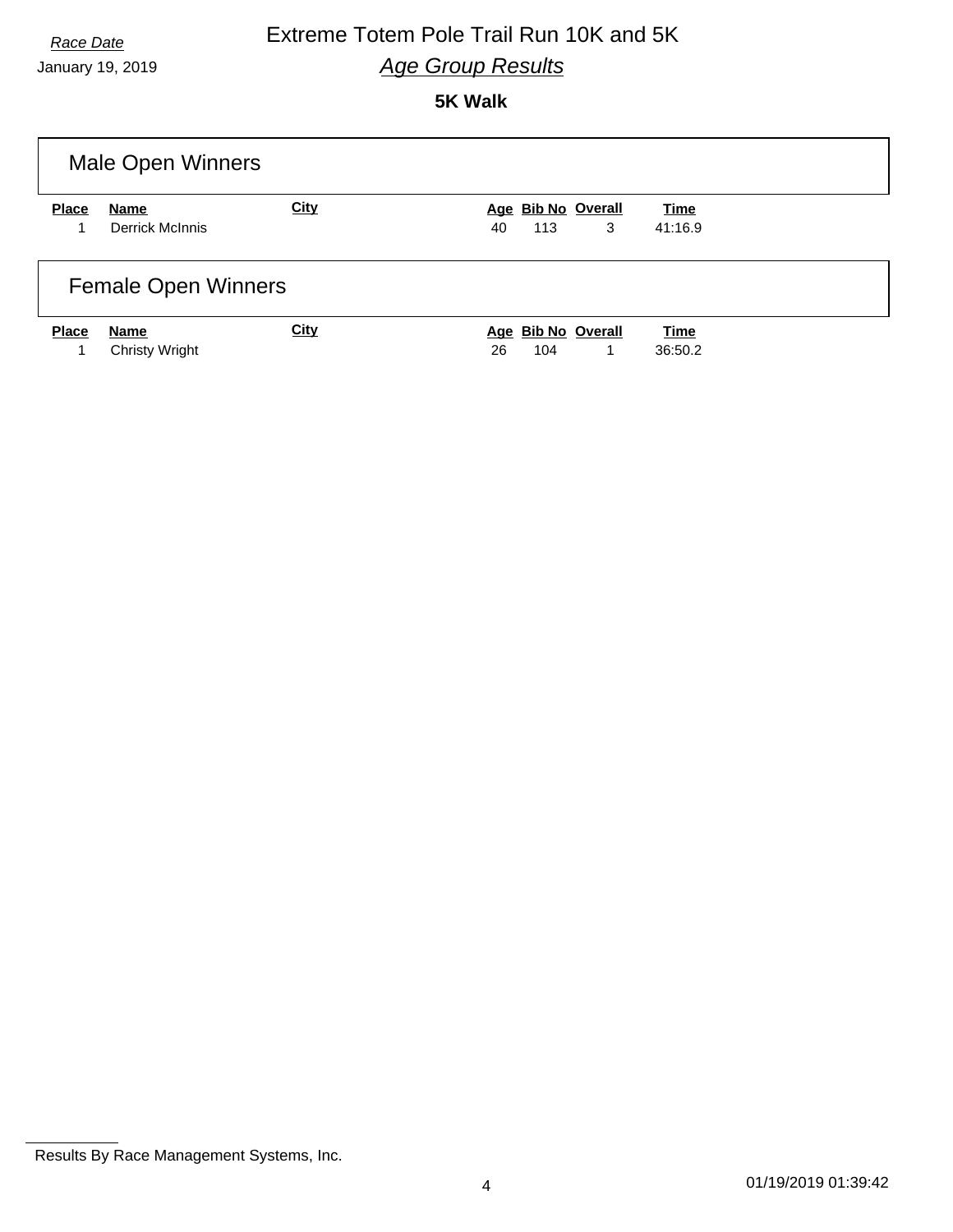*Race Date*
January 19, 2019

# Extreme Totem Pole Trail Run 10K and 5K

## *Age Group Results*

### 5K Walk

## Male Open Winners

| Place | Name | City | Age | Bib No | Overall | Time |
|---|---|---|---|---|---|---|
| 1 | Derrick McInnis | | 40 | 113 | 3 | 41:16.9 |

## Female Open Winners

| Place | Name | City | Age | Bib No | Overall | Time |
|---|---|---|---|---|---|---|
| 1 | Christy Wright | | 26 | 104 | 1 | 36:50.2 |

Results By Race Management Systems, Inc.

01/19/2019 01:39:42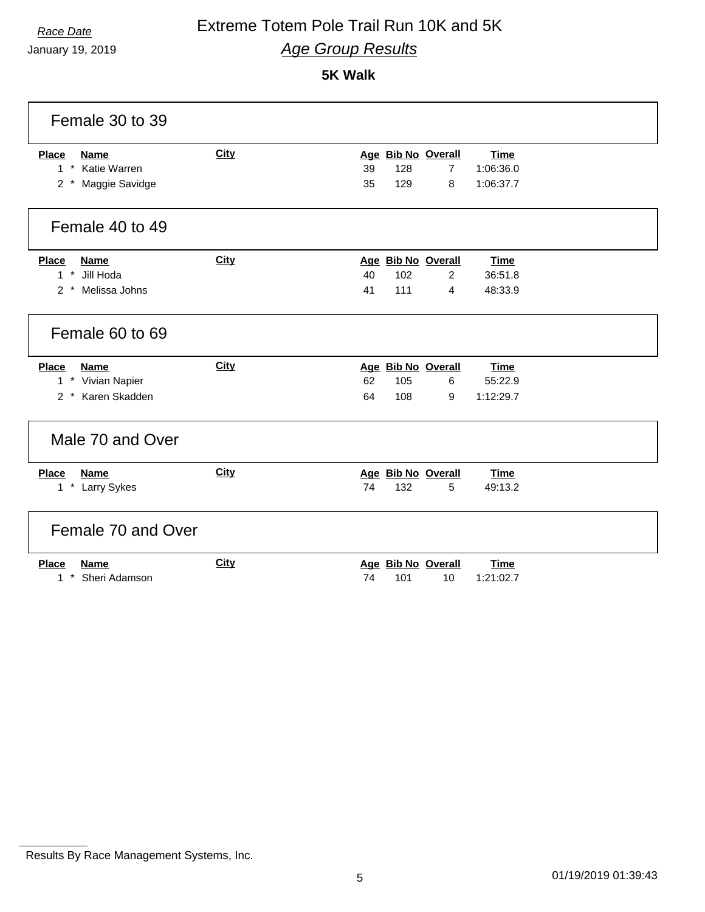*Race Date*

January 19, 2019

# Extreme Totem Pole Trail Run 10K and 5K

## *Age Group Results*

### 5K Walk

#### Female 30 to 39

| Place | Name | City | Age | Bib No | Overall | Time |
|---|---|---|---|---|---|---|
| 1 * | Katie Warren | | 39 | 128 | 7 | 1:06:36.0 |
| 2 * | Maggie Savidge | | 35 | 129 | 8 | 1:06:37.7 |

#### Female 40 to 49

| Place | Name | City | Age | Bib No | Overall | Time |
|---|---|---|---|---|---|---|
| 1 * | Jill Hoda | | 40 | 102 | 2 | 36:51.8 |
| 2 * | Melissa Johns | | 41 | 111 | 4 | 48:33.9 |

#### Female 60 to 69

| Place | Name | City | Age | Bib No | Overall | Time |
|---|---|---|---|---|---|---|
| 1 * | Vivian Napier | | 62 | 105 | 6 | 55:22.9 |
| 2 * | Karen Skadden | | 64 | 108 | 9 | 1:12:29.7 |

#### Male 70 and Over

| Place | Name | City | Age | Bib No | Overall | Time |
|---|---|---|---|---|---|---|
| 1 * | Larry Sykes | | 74 | 132 | 5 | 49:13.2 |

#### Female 70 and Over

| Place | Name | City | Age | Bib No | Overall | Time |
|---|---|---|---|---|---|---|
| 1 * | Sheri Adamson | | 74 | 101 | 10 | 1:21:02.7 |

Results By Race Management Systems, Inc.

01/19/2019 01:39:43